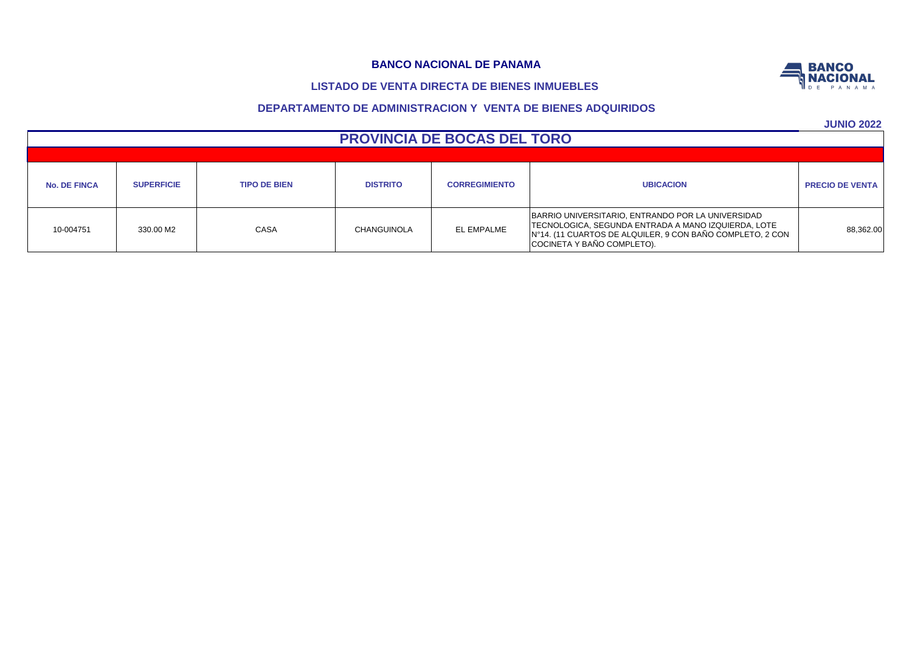# BANCO NACIONAL DE PANAMA

## LISTADO DE VENTA DIRECTA DE BIENES INMUEBLES

## DEPARTAMENTO DE ADMINISTRACION Y VENTA DE BIENES ADQUIRIDOS

**JUNIO 2022**

## PROVINCIA DE BOCAS DEL TORO

| No. DE FINCA | SUPERFICIE | TIPO DE BIEN | DISTRITO | CORREGIMIENTO | UBICACION | PRECIO DE VENTA |
|---|---|---|---|---|---|---|
| 10-004751 | 330.00 M2 | CASA | CHANGUINOLA | EL EMPALME | BARRIO UNIVERSITARIO, ENTRANDO POR LA UNIVERSIDAD TECNOLOGICA, SEGUNDA ENTRADA A MANO IZQUIERDA, LOTE N°14. (11 CUARTOS DE ALQUILER, 9 CON BAÑO COMPLETO, 2 CON COCINETA Y BAÑO COMPLETO). | 88,362.00 |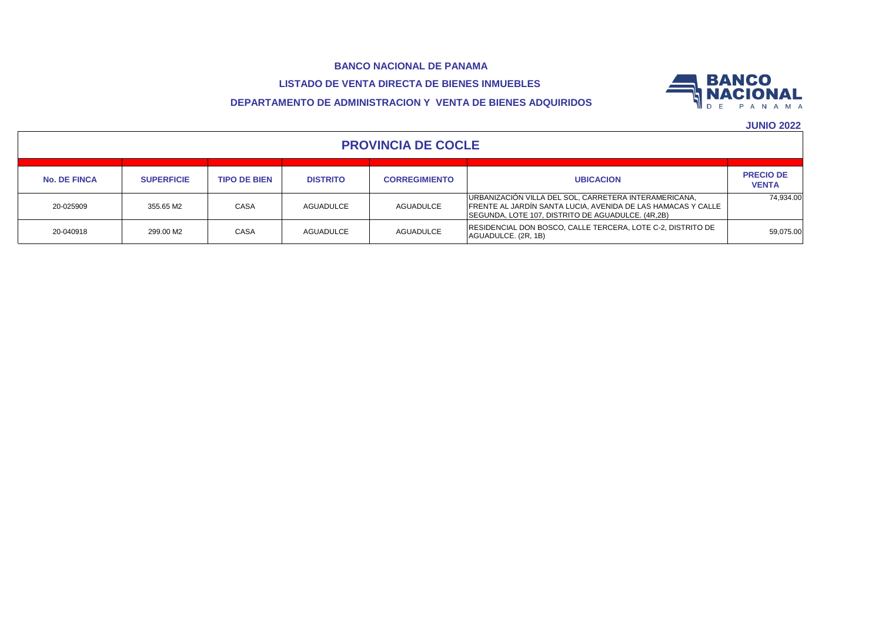**BANCO NACIONAL DE PANAMA**

**LISTADO DE VENTA DIRECTA DE BIENES INMUEBLES**

**DEPARTAMENTO DE ADMINISTRACION Y VENTA DE BIENES ADQUIRIDOS**

**JUNIO 2022**

## PROVINCIA DE COCLE

| No. DE FINCA | SUPERFICIE | TIPO DE BIEN | DISTRITO | CORREGIMIENTO | UBICACION | PRECIO DE VENTA |
|---|---|---|---|---|---|---|
| 20-025909 | 355.65 M2 | CASA | AGUADULCE | AGUADULCE | URBANIZACIÓN VILLA DEL SOL, CARRETERA INTERAMERICANA, FRENTE AL JARDÍN SANTA LUCIA, AVENIDA DE LAS HAMACAS Y CALLE SEGUNDA, LOTE 107, DISTRITO DE AGUADULCE. (4R,2B) | 74,934.00 |
| 20-040918 | 299.00 M2 | CASA | AGUADULCE | AGUADULCE | RESIDENCIAL DON BOSCO, CALLE TERCERA, LOTE C-2, DISTRITO DE AGUADULCE. (2R, 1B) | 59,075.00 |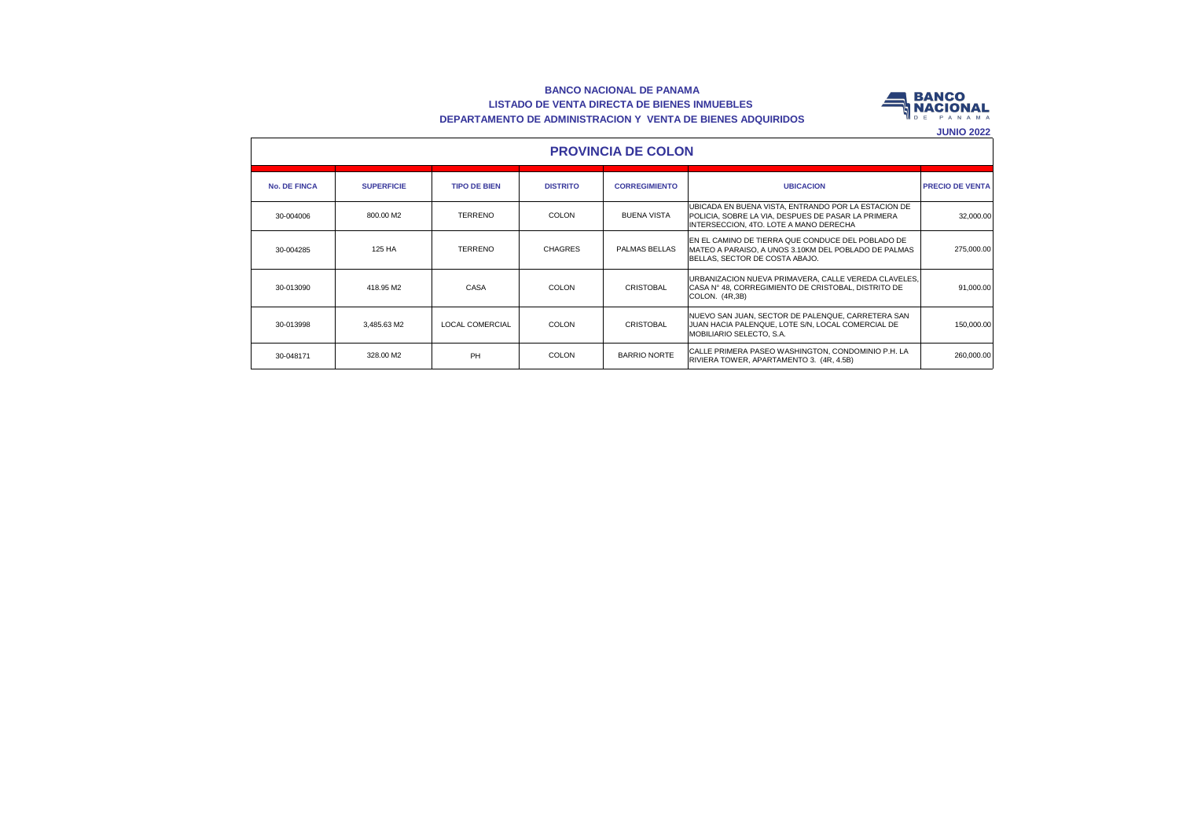**BANCO NACIONAL DE PANAMA**
**LISTADO DE VENTA DIRECTA DE BIENES INMUEBLES**
**DEPARTAMENTO DE ADMINISTRACION Y VENTA DE BIENES ADQUIRIDOS**

**JUNIO 2022**

## PROVINCIA DE COLON

| No. DE FINCA | SUPERFICIE | TIPO DE BIEN | DISTRITO | CORREGIMIENTO | UBICACION | PRECIO DE VENTA |
|---|---|---|---|---|---|---|
| 30-004006 | 800.00 M2 | TERRENO | COLON | BUENA VISTA | UBICADA EN BUENA VISTA, ENTRANDO POR LA ESTACION DE POLICIA, SOBRE LA VIA, DESPUES DE PASAR LA PRIMERA INTERSECCION, 4TO. LOTE A MANO DERECHA | 32,000.00 |
| 30-004285 | 125 HA | TERRENO | CHAGRES | PALMAS BELLAS | EN EL CAMINO DE TIERRA QUE CONDUCE DEL POBLADO DE MATEO A PARAISO, A UNOS 3.10KM DEL POBLADO DE PALMAS BELLAS, SECTOR DE COSTA ABAJO. | 275,000.00 |
| 30-013090 | 418.95 M2 | CASA | COLON | CRISTOBAL | URBANIZACION NUEVA PRIMAVERA, CALLE VEREDA CLAVELES, CASA N° 48, CORREGIMIENTO DE CRISTOBAL, DISTRITO DE COLON. (4R,3B) | 91,000.00 |
| 30-013998 | 3,485.63 M2 | LOCAL COMERCIAL | COLON | CRISTOBAL | NUEVO SAN JUAN, SECTOR DE PALENQUE, CARRETERA SAN JUAN HACIA PALENQUE, LOTE S/N, LOCAL COMERCIAL DE MOBILIARIO SELECTO, S.A. | 150,000.00 |
| 30-048171 | 328.00 M2 | PH | COLON | BARRIO NORTE | CALLE PRIMERA PASEO WASHINGTON, CONDOMINIO P.H. LA RIVIERA TOWER, APARTAMENTO 3. (4R, 4.5B) | 260,000.00 |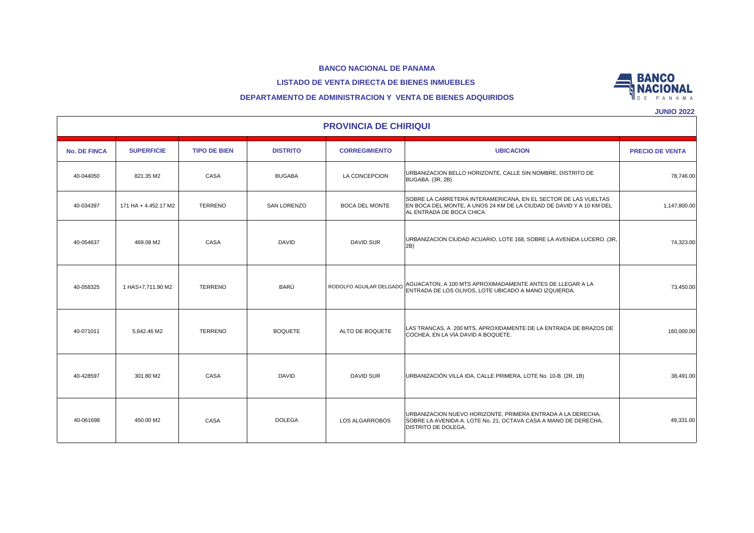**BANCO NACIONAL DE PANAMA**

**LISTADO DE VENTA DIRECTA DE BIENES INMUEBLES**

**DEPARTAMENTO DE ADMINISTRACION Y VENTA DE BIENES ADQUIRIDOS**

**JUNIO 2022**

## PROVINCIA DE CHIRIQUI

| No. DE FINCA | SUPERFICIE | TIPO DE BIEN | DISTRITO | CORREGIMIENTO | UBICACION | PRECIO DE VENTA |
|---|---|---|---|---|---|---|
| 40-044050 | 821.35 M2 | CASA | BUGABA | LA CONCEPCION | URBANIZACION BELLO HORIZONTE, CALLE SIN NOMBRE, DISTRITO DE BUGABA. (3R, 2B) | 78,746.00 |
| 40-034397 | 171 HA + 4.452.17 M2 | TERRENO | SAN LORENZO | BOCA DEL MONTE | SOBRE LA CARRETERA INTERAMERICANA, EN EL SECTOR DE LAS VUELTAS EN BOCA DEL MONTE, A UNOS 24 KM DE LA CIUDAD DE DAVID Y A 10 KM DEL AL ENTRADA DE BOCA CHICA. | 1,147,800.00 |
| 40-054637 | 469.08 M2 | CASA | DAVID | DAVID SUR | URBANIZACION CIUDAD ACUARIO, LOTE 168, SOBRE LA AVENIDA LUCERO. (3R, 2B) | 74,323.00 |
| 40-058325 | 1 HAS+7,711.90 M2 | TERRENO | BARÚ | RODOLFO AGUILAR DELGADO | AGUACATON, A 100 MTS APROXIMADAMENTE ANTES DE LLEGAR A LA ENTRADA DE LOS OLIVOS, LOTE UBICADO A MANO IZQUIERDA. | 73,450.00 |
| 40-071011 | 5,642.46 M2 | TERRENO | BOQUETE | ALTO DE BOQUETE | LAS TRANCAS, A 200 MTS, APROXIMADAMENTE DE LA ENTRADA DE BRAZOS DE COCHEA, EN LA VÍA DAVID A BOQUETE. | 160,000.00 |
| 40-428597 | 301.80 M2 | CASA | DAVID | DAVID SUR | URBANIZACIÓN VILLA IDA, CALLE PRIMERA, LOTE No. 10-B. (2R, 1B) | 38,491.00 |
| 40-061698 | 450.00 M2 | CASA | DOLEGA | LOS ALGARROBOS | URBANIZACION NUEVO HORIZONTE, PRIMERA ENTRADA A LA DERECHA, SOBRE LA AVENIDA A. LOTE No. 21, OCTAVA CASA A MANO DE DERECHA, DISTRITO DE DOLEGA. | 49,331.00 |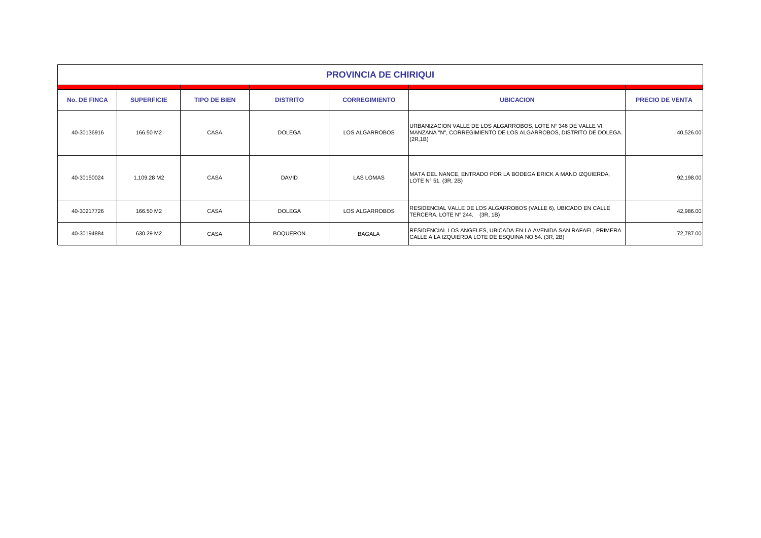## PROVINCIA DE CHIRIQUI

| No. DE FINCA | SUPERFICIE | TIPO DE BIEN | DISTRITO | CORREGIMIENTO | UBICACION | PRECIO DE VENTA |
|---|---|---|---|---|---|---|
| 40-30136916 | 166.50 M2 | CASA | DOLEGA | LOS ALGARROBOS | URBANIZACION VALLE DE LOS ALGARROBOS, LOTE N° 346 DE VALLE VI, MANZANA "N", CORREGIMIENTO DE LOS ALGARROBOS, DISTRITO DE DOLEGA. (2R,1B) | 40,526.00 |
| 40-30150024 | 1,109.28 M2 | CASA | DAVID | LAS LOMAS | MATA DEL NANCE, ENTRADO POR LA BODEGA ERICK A MANO IZQUIERDA, LOTE N° 51. (3R, 2B) | 92,198.00 |
| 40-30217726 | 166.50 M2 | CASA | DOLEGA | LOS ALGARROBOS | RESIDENCIAL VALLE DE LOS ALGARROBOS (VALLE 6), UBICADO EN CALLE TERCERA, LOTE N° 244. (3R, 1B) | 42,986.00 |
| 40-30194884 | 630.29 M2 | CASA | BOQUERON | BAGALA | RESIDENCIAL LOS ANGELES, UBICADA EN LA AVENIDA SAN RAFAEL, PRIMERA CALLE A LA IZQUIERDA LOTE DE ESQUINA NO.54. (3R, 2B) | 72,787.00 |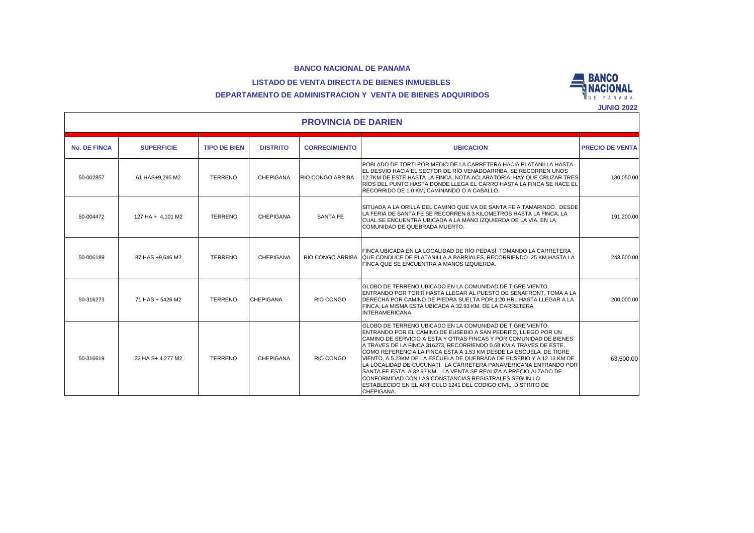**BANCO NACIONAL DE PANAMA**

**LISTADO DE VENTA DIRECTA DE BIENES INMUEBLES**

**DEPARTAMENTO DE ADMINISTRACION Y VENTA DE BIENES ADQUIRIDOS**

**JUNIO 2022**

## PROVINCIA DE DARIEN

| No. DE FINCA | SUPERFICIE | TIPO DE BIEN | DISTRITO | CORREGIMIENTO | UBICACION | PRECIO DE VENTA |
|---|---|---|---|---|---|---|
| 50-002857 | 61 HAS+9,295 M2 | TERRENO | CHEPIGANA | RIO CONGO ARRIBA | POBLADO DE TORTI POR MEDIO DE LA CARRETERA HACIA PLATANILLA HASTA EL DESVIO HACIA EL SECTOR DE RÍO VENADOARRIBA. SE RECORREN UNOS 12.7KM DE ESTE HASTA LA FINCA. NOTA ACLARATORIA: HAY QUE CRUZAR TRES RÍOS DEL PUNTO HASTA DONDE LLEGA EL CARRO HASTA LA FINCA SE HACE EL RECORRIDO DE 1.0 KM, CAMINANDO O A CABALLO. | 130,050.00 |
| 50-004472 | 127 HA + 4,101 M2 | TERRENO | CHEPIGANA | SANTA FE | SITUADA A LA ORILLA DEL CAMINO QUE VA DE SANTA FE A TAMARINDO. DESDE LA FERIA DE SANTA FE SE RECORREN 8.3 KILOMETROS HASTA LA FINCA, LA CUAL SE ENCUENTRA UBICADA A LA MANO IZQUIERDA DE LA VÍA, EN LA COMUNIDAD DE QUEBRADA MUERTO. | 191,200.00 |
| 50-006189 | 87 HAS +9,646 M2 | TERRENO | CHEPIGANA | RIO CONGO ARRIBA | FINCA UBICADA EN LA LOCALIDAD DE RÍO PEDASÍ, TOMANDO LA CARRETERA QUE CONDUCE DE PLATANILLA A BARRIALES, RECORRIENDO 25 KM HASTA LA FINCA QUE SE ENCUENTRA A MANOS IZQUIERDA. | 243,600.00 |
| 50-316273 | 71 HAS + 5426 M2 | TERRENO | CHEPIGANA | RIO CONGO | GLOBO DE TERRENO UBICADO EN LA COMUNIDAD DE TIGRE VIENTO, ENTRANDO POR TORTÍ HASTA LLEGAR AL PUESTO DE SENAFRONT, TOMA A LA DERECHA POR CAMINO DE PIEDRA SUELTA POR 1:20 HR., HASTA LLEGAR A LA FINCA; LA MISMA ESTA UBICADA A 32.93 KM. DE LA CARRETERA INTERAMERICANA. | 200,000.00 |
| 50-316619 | 22 HA S+ 4,277 M2 | TERRENO | CHEPIGANA | RIO CONGO | GLOBO DE TERRENO UBICADO EN LA COMUNIDAD DE TIGRE VIENTO, ENTRANDO POR EL CAMINO DE EUSEBIO A SAN PEDRITO, LUEGO POR UN CAMINO DE SERVICIO A ESTA Y OTRAS FINCAS Y POR COMUNIDAD DE BIENES A TRAVES DE LA FINCA 316273, RECORRIENDO 0.68 KM A TRAVES DE ESTE. COMO REFERENCIA LA FINCA ESTA A 1.53 KM DESDE LA ESCUELA. DE TIGRE VIENTO, A 5.23KM DE LA ESCUELA DE QUEBRADA DE EUSEBIO Y A 12.13 KM DE LA LOCALIDAD DE CUCUNATI. LA CARRETERA PANAMERICANA ENTRANDO POR SANTA FE ESTA A 32.93 KM. LA VENTA SE REALIZA A PRECIO ALZADO DE CONFORMIDAD CON LAS CONSTANCIAS REGISTRALES SEGUN LO ESTABLECIDO EN EL ARTICULO 1241 DEL CODIGO CIVIL, DISTRITO DE CHEPIGANA. | 63,500.00 |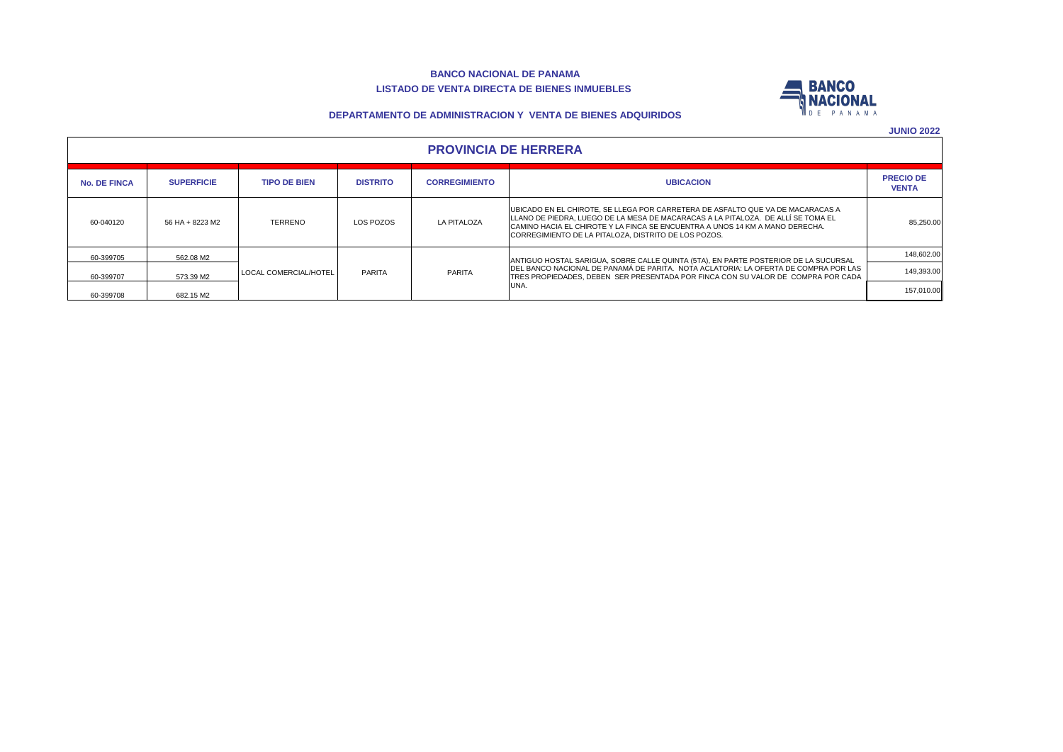**BANCO NACIONAL DE PANAMA**

**LISTADO DE VENTA DIRECTA DE BIENES INMUEBLES**

**DEPARTAMENTO DE ADMINISTRACION Y VENTA DE BIENES ADQUIRIDOS**

**JUNIO 2022**

## PROVINCIA DE HERRERA

| No. DE FINCA | SUPERFICIE | TIPO DE BIEN | DISTRITO | CORREGIMIENTO | UBICACION | PRECIO DE VENTA |
|---|---|---|---|---|---|---|
| 60-040120 | 56 HA + 8223 M2 | TERRENO | LOS POZOS | LA PITALOZA | UBICADO EN EL CHIROTE, SE LLEGA POR CARRETERA DE ASFALTO QUE VA DE MACARACAS A LLANO DE PIEDRA, LUEGO DE LA MESA DE MACARACAS A LA PITALOZA. DE ALLÍ SE TOMA EL CAMINO HACIA EL CHIROTE Y LA FINCA SE ENCUENTRA A UNOS 14 KM A MANO DERECHA. CORREGIMIENTO DE LA PITALOZA, DISTRITO DE LOS POZOS. | 85,250.00 |
| 60-399705 | 562.08 M2 | LOCAL COMERCIAL/HOTEL | PARITA | PARITA | ANTIGUO HOSTAL SARIGUA, SOBRE CALLE QUINTA (5TA), EN PARTE POSTERIOR DE LA SUCURSAL DEL BANCO NACIONAL DE PANAMÁ DE PARITA. NOTA ACLATORIA: LA OFERTA DE COMPRA POR LAS TRES PROPIEDADES, DEBEN SER PRESENTADA POR FINCA CON SU VALOR DE COMPRA POR CADA UNA. | 148,602.00 |
| 60-399707 | 573.39 M2 | | | | | 149,393.00 |
| 60-399708 | 682.15 M2 | | | | | 157,010.00 |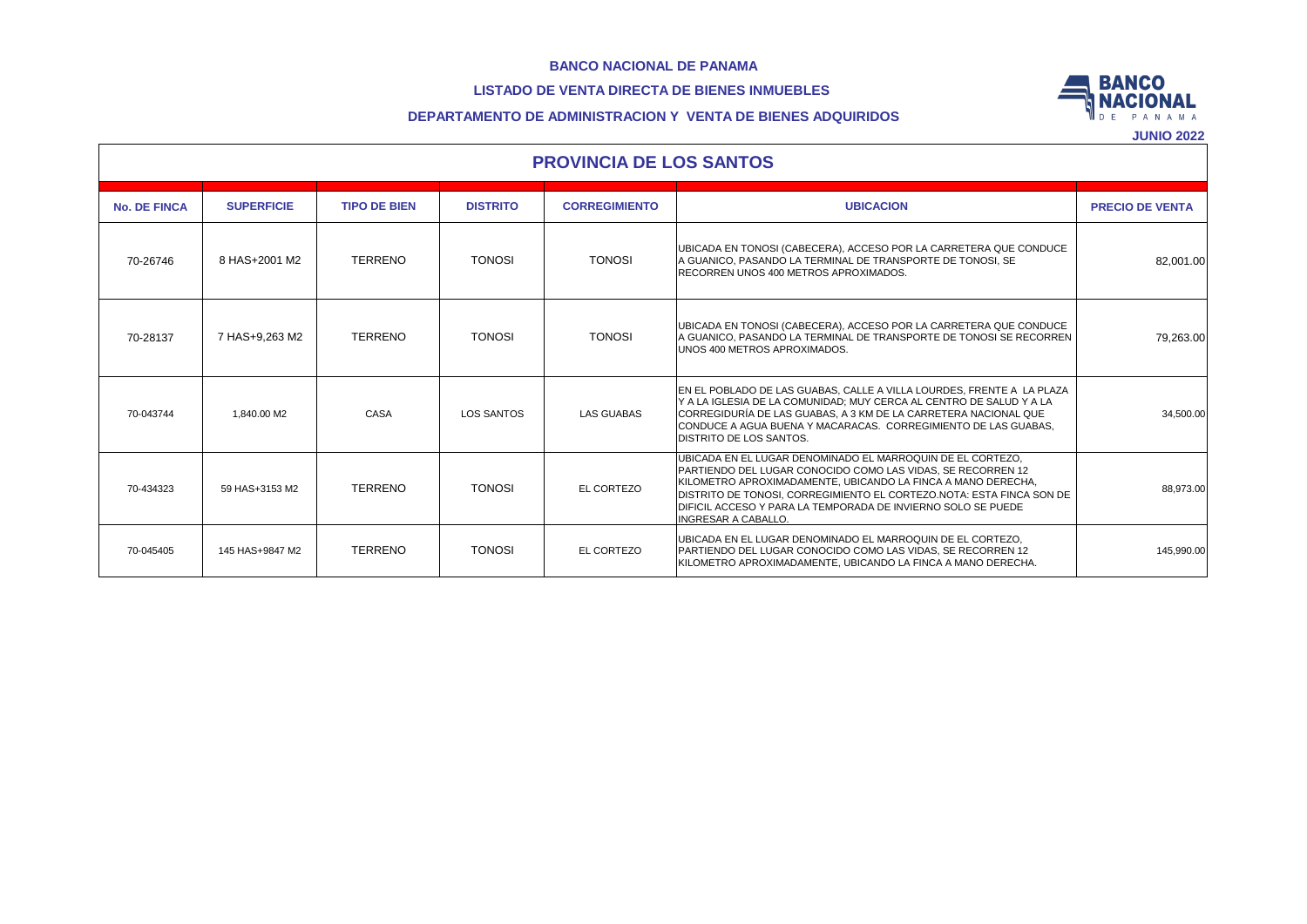**BANCO NACIONAL DE PANAMA**

**LISTADO DE VENTA DIRECTA DE BIENES INMUEBLES**

**DEPARTAMENTO DE ADMINISTRACION Y VENTA DE BIENES ADQUIRIDOS**

**JUNIO 2022**

## PROVINCIA DE LOS SANTOS

| No. DE FINCA | SUPERFICIE | TIPO DE BIEN | DISTRITO | CORREGIMIENTO | UBICACION | PRECIO DE VENTA |
|---|---|---|---|---|---|---|
| 70-26746 | 8 HAS+2001 M2 | TERRENO | TONOSI | TONOSI | UBICADA EN TONOSI (CABECERA), ACCESO POR LA CARRETERA QUE CONDUCE A GUANICO, PASANDO LA TERMINAL DE TRANSPORTE DE TONOSI, SE RECORREN UNOS 400 METROS APROXIMADOS. | 82,001.00 |
| 70-28137 | 7 HAS+9,263 M2 | TERRENO | TONOSI | TONOSI | UBICADA EN TONOSI (CABECERA), ACCESO POR LA CARRETERA QUE CONDUCE A GUANICO, PASANDO LA TERMINAL DE TRANSPORTE DE TONOSI SE RECORREN UNOS 400 METROS APROXIMADOS. | 79,263.00 |
| 70-043744 | 1,840.00 M2 | CASA | LOS SANTOS | LAS GUABAS | EN EL POBLADO DE LAS GUABAS, CALLE A VILLA LOURDES, FRENTE A LA PLAZA Y A LA IGLESIA DE LA COMUNIDAD; MUY CERCA AL CENTRO DE SALUD Y A LA CORREGIDURÍA DE LAS GUABAS, A 3 KM DE LA CARRETERA NACIONAL QUE CONDUCE A AGUA BUENA Y MACARACAS. CORREGIMIENTO DE LAS GUABAS, DISTRITO DE LOS SANTOS. | 34,500.00 |
| 70-434323 | 59 HAS+3153 M2 | TERRENO | TONOSI | EL CORTEZO | UBICADA EN EL LUGAR DENOMINADO EL MARROQUIN DE EL CORTEZO, PARTIENDO DEL LUGAR CONOCIDO COMO LAS VIDAS, SE RECORREN 12 KILOMETRO APROXIMADAMENTE, UBICANDO LA FINCA A MANO DERECHA, DISTRITO DE TONOSI, CORREGIMIENTO EL CORTEZO.NOTA: ESTA FINCA SON DE DIFICIL ACCESO Y PARA LA TEMPORADA DE INVIERNO SOLO SE PUEDE INGRESAR A CABALLO. | 88,973.00 |
| 70-045405 | 145 HAS+9847 M2 | TERRENO | TONOSI | EL CORTEZO | UBICADA EN EL LUGAR DENOMINADO EL MARROQUIN DE EL CORTEZO, PARTIENDO DEL LUGAR CONOCIDO COMO LAS VIDAS, SE RECORREN 12 KILOMETRO APROXIMADAMENTE, UBICANDO LA FINCA A MANO DERECHA. | 145,990.00 |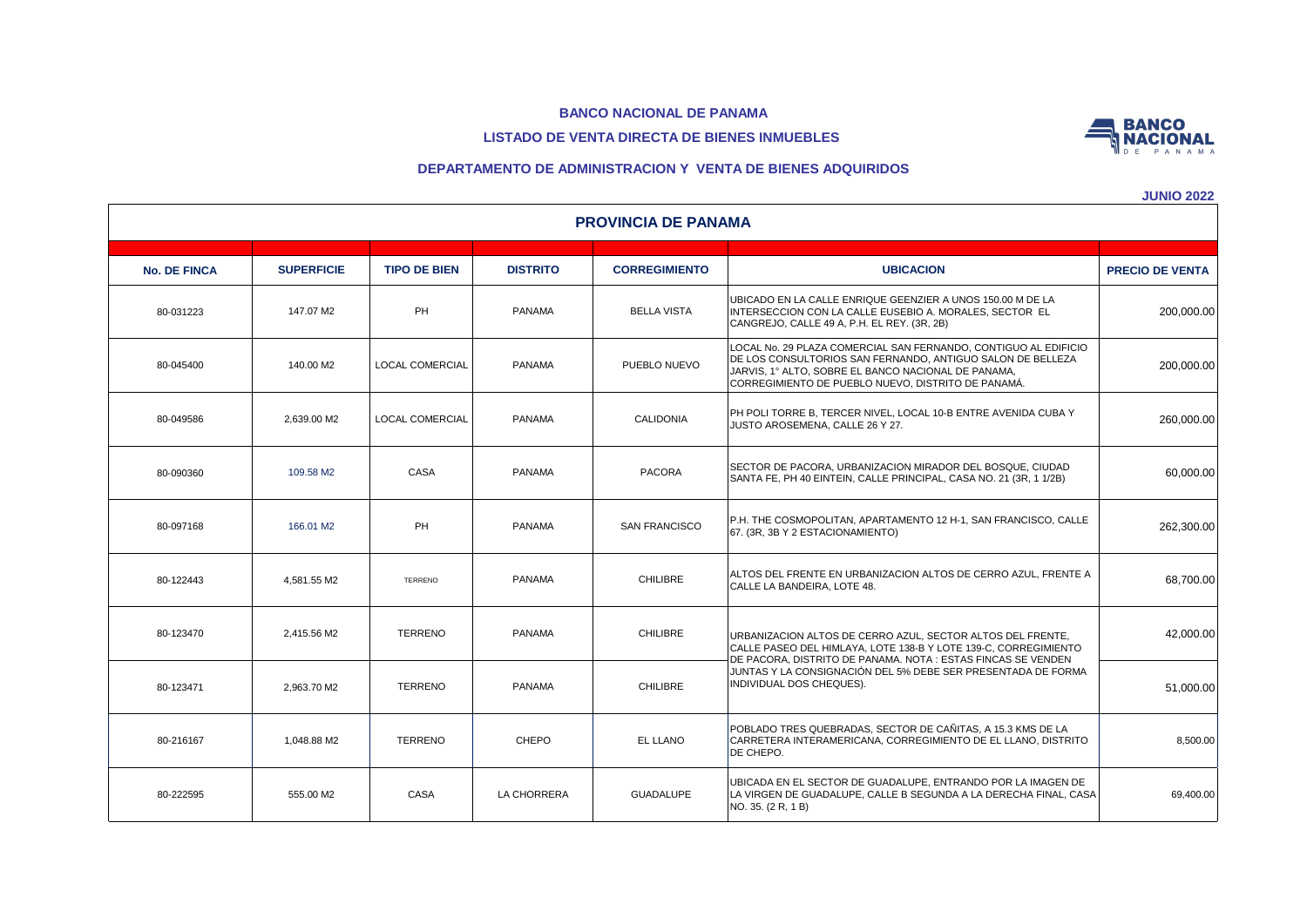**BANCO NACIONAL DE PANAMA**

**LISTADO DE VENTA DIRECTA DE BIENES INMUEBLES**

**DEPARTAMENTO DE ADMINISTRACION Y VENTA DE BIENES ADQUIRIDOS**

**JUNIO 2022**

## PROVINCIA DE PANAMA

| No. DE FINCA | SUPERFICIE | TIPO DE BIEN | DISTRITO | CORREGIMIENTO | UBICACION | PRECIO DE VENTA |
|---|---|---|---|---|---|---|
| 80-031223 | 147.07 M2 | PH | PANAMA | BELLA VISTA | UBICADO EN LA CALLE ENRIQUE GEENZIER A UNOS 150.00 M DE LA INTERSECCION CON LA CALLE EUSEBIO A. MORALES, SECTOR EL CANGREJO, CALLE 49 A, P.H. EL REY. (3R, 2B) | 200,000.00 |
| 80-045400 | 140.00 M2 | LOCAL COMERCIAL | PANAMA | PUEBLO NUEVO | LOCAL No. 29 PLAZA COMERCIAL SAN FERNANDO, CONTIGUO AL EDIFICIO DE LOS CONSULTORIOS SAN FERNANDO, ANTIGUO SALON DE BELLEZA JARVIS, 1° ALTO, SOBRE EL BANCO NACIONAL DE PANAMA, CORREGIMIENTO DE PUEBLO NUEVO, DISTRITO DE PANAMÁ. | 200,000.00 |
| 80-049586 | 2,639.00 M2 | LOCAL COMERCIAL | PANAMA | CALIDONIA | PH POLI TORRE B, TERCER NIVEL, LOCAL 10-B ENTRE AVENIDA CUBA Y JUSTO AROSEMENA, CALLE 26 Y 27. | 260,000.00 |
| 80-090360 | 109.58 M2 | CASA | PANAMA | PACORA | SECTOR DE PACORA, URBANIZACION MIRADOR DEL BOSQUE, CIUDAD SANTA FE, PH 40 EINTEIN, CALLE PRINCIPAL, CASA NO. 21 (3R, 1 1/2B) | 60,000.00 |
| 80-097168 | 166.01 M2 | PH | PANAMA | SAN FRANCISCO | P.H. THE COSMOPOLITAN, APARTAMENTO 12 H-1, SAN FRANCISCO, CALLE 67. (3R, 3B Y 2 ESTACIONAMIENTO) | 262,300.00 |
| 80-122443 | 4,581.55 M2 | TERRENO | PANAMA | CHILIBRE | ALTOS DEL FRENTE EN URBANIZACION ALTOS DE CERRO AZUL, FRENTE A CALLE LA BANDEIRA, LOTE 48. | 68,700.00 |
| 80-123470 | 2,415.56 M2 | TERRENO | PANAMA | CHILIBRE | URBANIZACION ALTOS DE CERRO AZUL, SECTOR ALTOS DEL FRENTE, CALLE PASEO DEL HIMLAYA, LOTE 138-B Y LOTE 139-C, CORREGIMIENTO DE PACORA, DISTRITO DE PANAMA. NOTA : ESTAS FINCAS SE VENDEN JUNTAS Y LA CONSIGNACIÓN DEL 5% DEBE SER PRESENTADA DE FORMA INDIVIDUAL DOS CHEQUES). | 42,000.00 |
| 80-123471 | 2,963.70 M2 | TERRENO | PANAMA | CHILIBRE | | 51,000.00 |
| 80-216167 | 1,048.88 M2 | TERRENO | CHEPO | EL LLANO | POBLADO TRES QUEBRADAS, SECTOR DE CAÑITAS, A 15.3 KMS DE LA CARRETERA INTERAMERICANA, CORREGIMIENTO DE EL LLANO, DISTRITO DE CHEPO. | 8,500.00 |
| 80-222595 | 555.00 M2 | CASA | LA CHORRERA | GUADALUPE | UBICADA EN EL SECTOR DE GUADALUPE, ENTRANDO POR LA IMAGEN DE LA VIRGEN DE GUADALUPE, CALLE B SEGUNDA A LA DERECHA FINAL, CASA NO. 35. (2 R, 1 B) | 69,400.00 |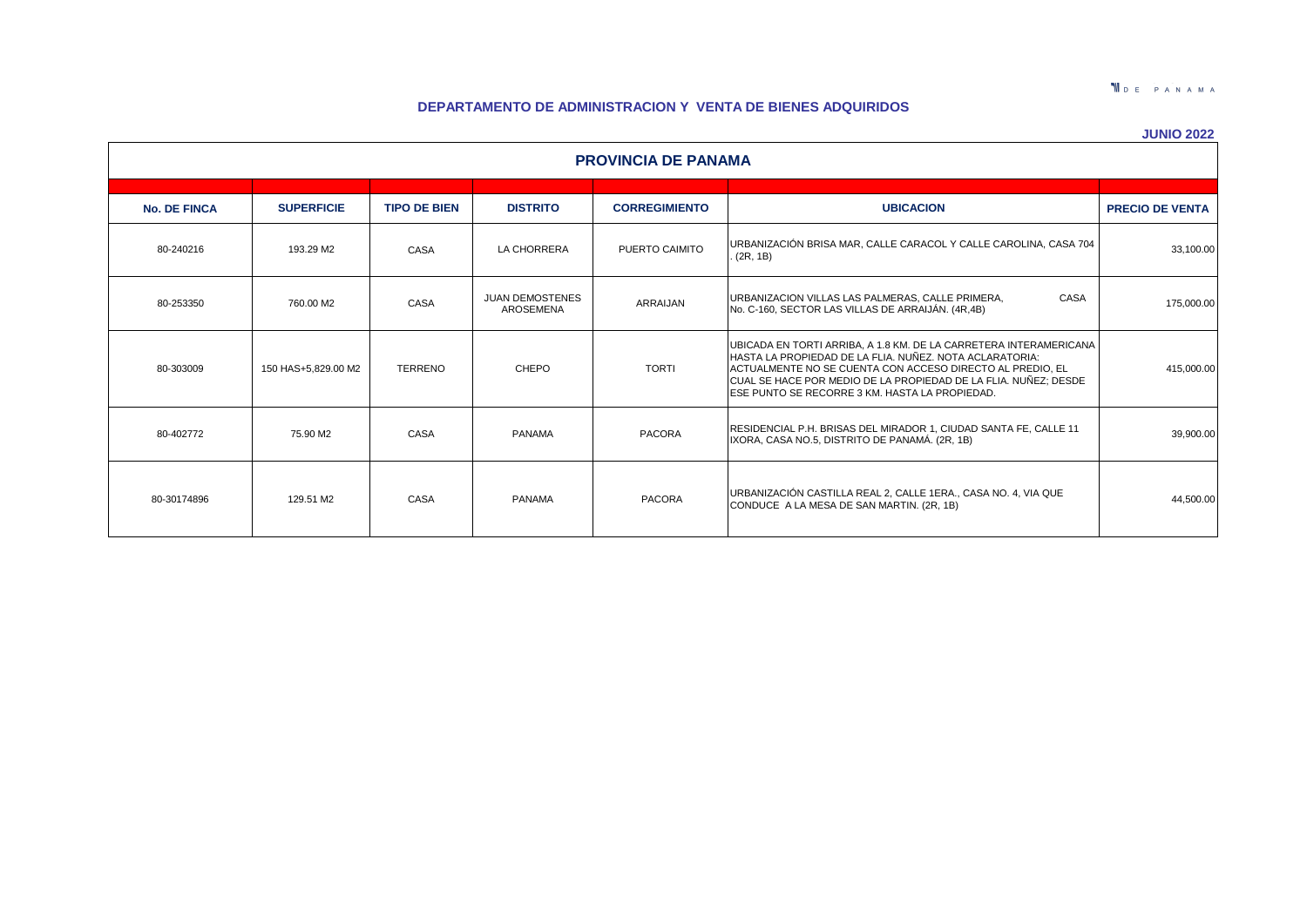## DEPARTAMENTO DE ADMINISTRACION Y VENTA DE BIENES ADQUIRIDOS

**JUNIO 2022**

### PROVINCIA DE PANAMA

| No. DE FINCA | SUPERFICIE | TIPO DE BIEN | DISTRITO | CORREGIMIENTO | UBICACION | PRECIO DE VENTA |
|---|---|---|---|---|---|---|
| 80-240216 | 193.29 M2 | CASA | LA CHORRERA | PUERTO CAIMITO | URBANIZACIÓN BRISA MAR, CALLE CARACOL Y CALLE CAROLINA, CASA 704 . (2R, 1B) | 33,100.00 |
| 80-253350 | 760.00 M2 | CASA | JUAN DEMOSTENES AROSEMENA | ARRAIJAN | URBANIZACION VILLAS LAS PALMERAS, CALLE PRIMERA, CASA No. C-160, SECTOR LAS VILLAS DE ARRAIJÁN. (4R,4B) | 175,000.00 |
| 80-303009 | 150 HAS+5,829.00 M2 | TERRENO | CHEPO | TORTI | UBICADA EN TORTI ARRIBA, A 1.8 KM. DE LA CARRETERA INTERAMERICANA HASTA LA PROPIEDAD DE LA FLIA. NUÑEZ. NOTA ACLARATORIA: ACTUALMENTE NO SE CUENTA CON ACCESO DIRECTO AL PREDIO, EL CUAL SE HACE POR MEDIO DE LA PROPIEDAD DE LA FLIA. NUÑEZ; DESDE ESE PUNTO SE RECORRE 3 KM. HASTA LA PROPIEDAD. | 415,000.00 |
| 80-402772 | 75.90 M2 | CASA | PANAMA | PACORA | RESIDENCIAL P.H. BRISAS DEL MIRADOR 1, CIUDAD SANTA FE, CALLE 11 IXORA, CASA NO.5, DISTRITO DE PANAMÁ. (2R, 1B) | 39,900.00 |
| 80-30174896 | 129.51 M2 | CASA | PANAMA | PACORA | URBANIZACIÓN CASTILLA REAL 2, CALLE 1ERA., CASA NO. 4, VIA QUE CONDUCE A LA MESA DE SAN MARTIN. (2R, 1B) | 44,500.00 |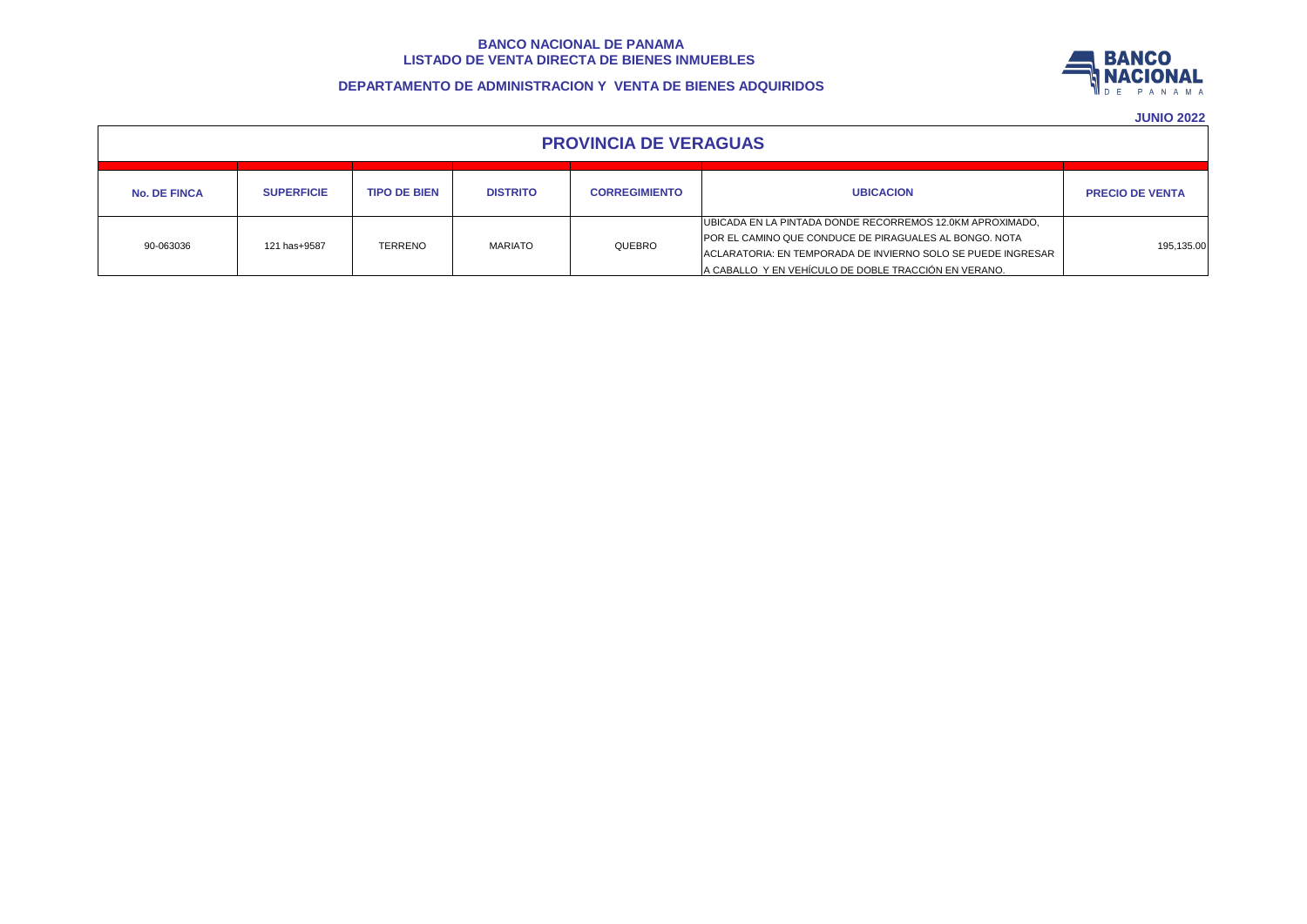**BANCO NACIONAL DE PANAMA**
**LISTADO DE VENTA DIRECTA DE BIENES INMUEBLES**

**DEPARTAMENTO DE ADMINISTRACION Y VENTA DE BIENES ADQUIRIDOS**

**JUNIO 2022**

## PROVINCIA DE VERAGUAS

| No. DE FINCA | SUPERFICIE | TIPO DE BIEN | DISTRITO | CORREGIMIENTO | UBICACION | PRECIO DE VENTA |
|---|---|---|---|---|---|---|
| 90-063036 | 121 has+9587 | TERRENO | MARIATO | QUEBRO | UBICADA EN LA PINTADA DONDE RECORREMOS 12.0KM APROXIMADO, POR EL CAMINO QUE CONDUCE DE PIRAGUALES AL BONGO. NOTA ACLARATORIA: EN TEMPORADA DE INVIERNO SOLO SE PUEDE INGRESAR A CABALLO Y EN VEHÍCULO DE DOBLE TRACCIÓN EN VERANO. | 195,135.00 |